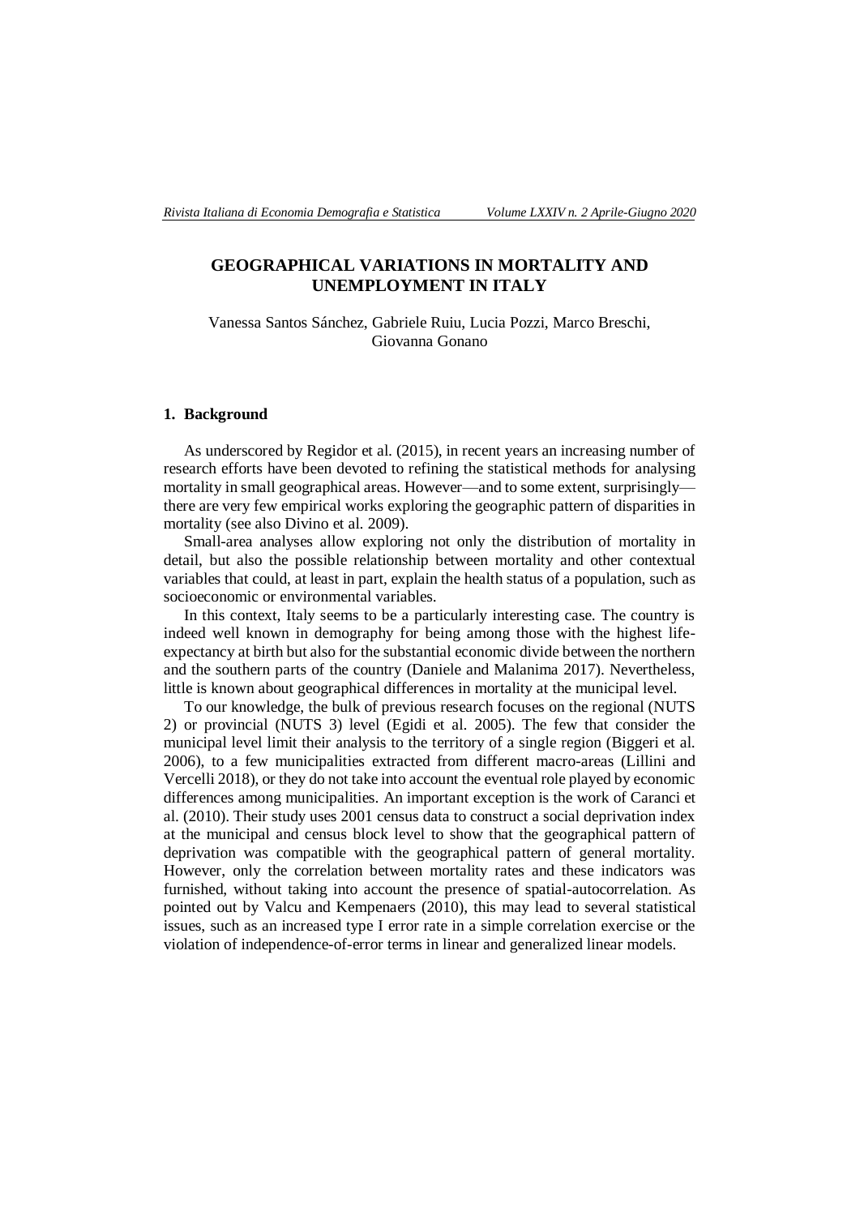# GEOGRAPHICAL VARIATIONS IN MORTALITY AND UNEMPLOYMENT IN ITALY

Vanessa Santos Sánchez, Gabriele Ruiu, Lucia Pozzi, Marco Breschi, Giovanna Gonano

## 1. Background

As underscored by Regidor et al. (2015), in recent years an increasing number of research efforts have been devoted to refining the statistical methods for analysing mortality in small geographical areas. However—and to some extent, surprisingly—there are very few empirical works exploring the geographic pattern of disparities in mortality (see also Divino et al. 2009).

Small-area analyses allow exploring not only the distribution of mortality in detail, but also the possible relationship between mortality and other contextual variables that could, at least in part, explain the health status of a population, such as socioeconomic or environmental variables.

In this context, Italy seems to be a particularly interesting case. The country is indeed well known in demography for being among those with the highest life-expectancy at birth but also for the substantial economic divide between the northern and the southern parts of the country (Daniele and Malanima 2017). Nevertheless, little is known about geographical differences in mortality at the municipal level.

To our knowledge, the bulk of previous research focuses on the regional (NUTS 2) or provincial (NUTS 3) level (Egidi et al. 2005). The few that consider the municipal level limit their analysis to the territory of a single region (Biggeri et al. 2006), to a few municipalities extracted from different macro-areas (Lillini and Vercelli 2018), or they do not take into account the eventual role played by economic differences among municipalities. An important exception is the work of Caranci et al. (2010). Their study uses 2001 census data to construct a social deprivation index at the municipal and census block level to show that the geographical pattern of deprivation was compatible with the geographical pattern of general mortality. However, only the correlation between mortality rates and these indicators was furnished, without taking into account the presence of spatial-autocorrelation. As pointed out by Valcu and Kempenaers (2010), this may lead to several statistical issues, such as an increased type I error rate in a simple correlation exercise or the violation of independence-of-error terms in linear and generalized linear models.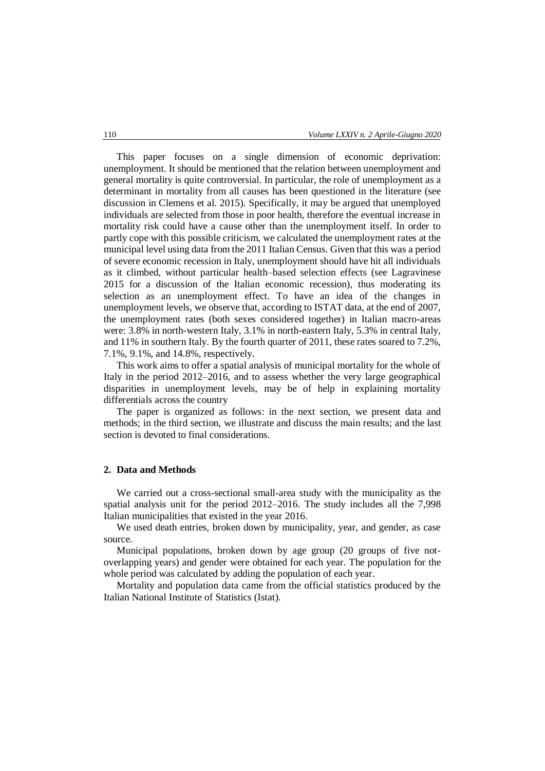This paper focuses on a single dimension of economic deprivation: unemployment. It should be mentioned that the relation between unemployment and general mortality is quite controversial. In particular, the role of unemployment as a determinant in mortality from all causes has been questioned in the literature (see discussion in Clemens et al. 2015). Specifically, it may be argued that unemployed individuals are selected from those in poor health, therefore the eventual increase in mortality risk could have a cause other than the unemployment itself. In order to partly cope with this possible criticism, we calculated the unemployment rates at the municipal level using data from the 2011 Italian Census. Given that this was a period of severe economic recession in Italy, unemployment should have hit all individuals as it climbed, without particular health–based selection effects (see Lagravinese 2015 for a discussion of the Italian economic recession), thus moderating its selection as an unemployment effect. To have an idea of the changes in unemployment levels, we observe that, according to ISTAT data, at the end of 2007, the unemployment rates (both sexes considered together) in Italian macro-areas were: 3.8% in north-western Italy, 3.1% in north-eastern Italy, 5.3% in central Italy, and 11% in southern Italy. By the fourth quarter of 2011, these rates soared to 7.2%, 7.1%, 9.1%, and 14.8%, respectively.

This work aims to offer a spatial analysis of municipal mortality for the whole of Italy in the period 2012–2016, and to assess whether the very large geographical disparities in unemployment levels, may be of help in explaining mortality differentials across the country

The paper is organized as follows: in the next section, we present data and methods; in the third section, we illustrate and discuss the main results; and the last section is devoted to final considerations.

## 2. Data and Methods

We carried out a cross-sectional small-area study with the municipality as the spatial analysis unit for the period 2012–2016. The study includes all the 7,998 Italian municipalities that existed in the year 2016.

We used death entries, broken down by municipality, year, and gender, as case source.

Municipal populations, broken down by age group (20 groups of five not-overlapping years) and gender were obtained for each year. The population for the whole period was calculated by adding the population of each year.

Mortality and population data came from the official statistics produced by the Italian National Institute of Statistics (Istat).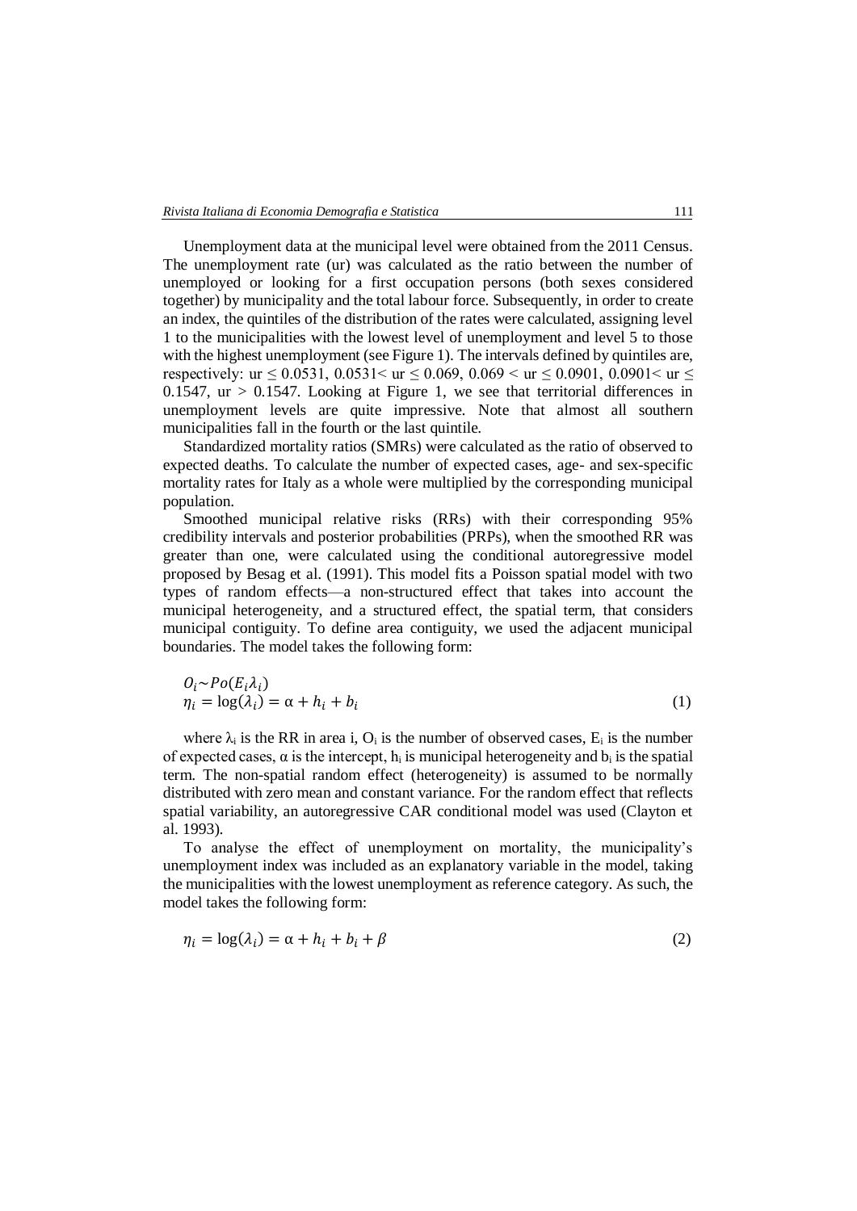Unemployment data at the municipal level were obtained from the 2011 Census. The unemployment rate (ur) was calculated as the ratio between the number of unemployed or looking for a first occupation persons (both sexes considered together) by municipality and the total labour force. Subsequently, in order to create an index, the quintiles of the distribution of the rates were calculated, assigning level 1 to the municipalities with the lowest level of unemployment and level 5 to those with the highest unemployment (see Figure 1). The intervals defined by quintiles are, respectively: $ur \leq 0.0531$, $0.0531 < ur \leq 0.069$, $0.069 < ur \leq 0.0901$, $0.0901 < ur \leq 0.1547$, $ur > 0.1547$. Looking at Figure 1, we see that territorial differences in unemployment levels are quite impressive. Note that almost all southern municipalities fall in the fourth or the last quintile.

Standardized mortality ratios (SMRs) were calculated as the ratio of observed to expected deaths. To calculate the number of expected cases, age- and sex-specific mortality rates for Italy as a whole were multiplied by the corresponding municipal population.

Smoothed municipal relative risks (RRs) with their corresponding 95% credibility intervals and posterior probabilities (PRPs), when the smoothed RR was greater than one, were calculated using the conditional autoregressive model proposed by Besag et al. (1991). This model fits a Poisson spatial model with two types of random effects—a non-structured effect that takes into account the municipal heterogeneity, and a structured effect, the spatial term, that considers municipal contiguity. To define area contiguity, we used the adjacent municipal boundaries. The model takes the following form:

$$O_i \sim Po(E_i \lambda_i)$$
$$\eta_i = \log(\lambda_i) = \alpha + h_i + b_i \tag{1}$$

where $\lambda_i$ is the RR in area i, $O_i$ is the number of observed cases, $E_i$ is the number of expected cases, $\alpha$ is the intercept, $h_i$ is municipal heterogeneity and $b_i$ is the spatial term. The non-spatial random effect (heterogeneity) is assumed to be normally distributed with zero mean and constant variance. For the random effect that reflects spatial variability, an autoregressive CAR conditional model was used (Clayton et al. 1993).

To analyse the effect of unemployment on mortality, the municipality's unemployment index was included as an explanatory variable in the model, taking the municipalities with the lowest unemployment as reference category. As such, the model takes the following form:

$$\eta_i = \log(\lambda_i) = \alpha + h_i + b_i + \beta \tag{2}$$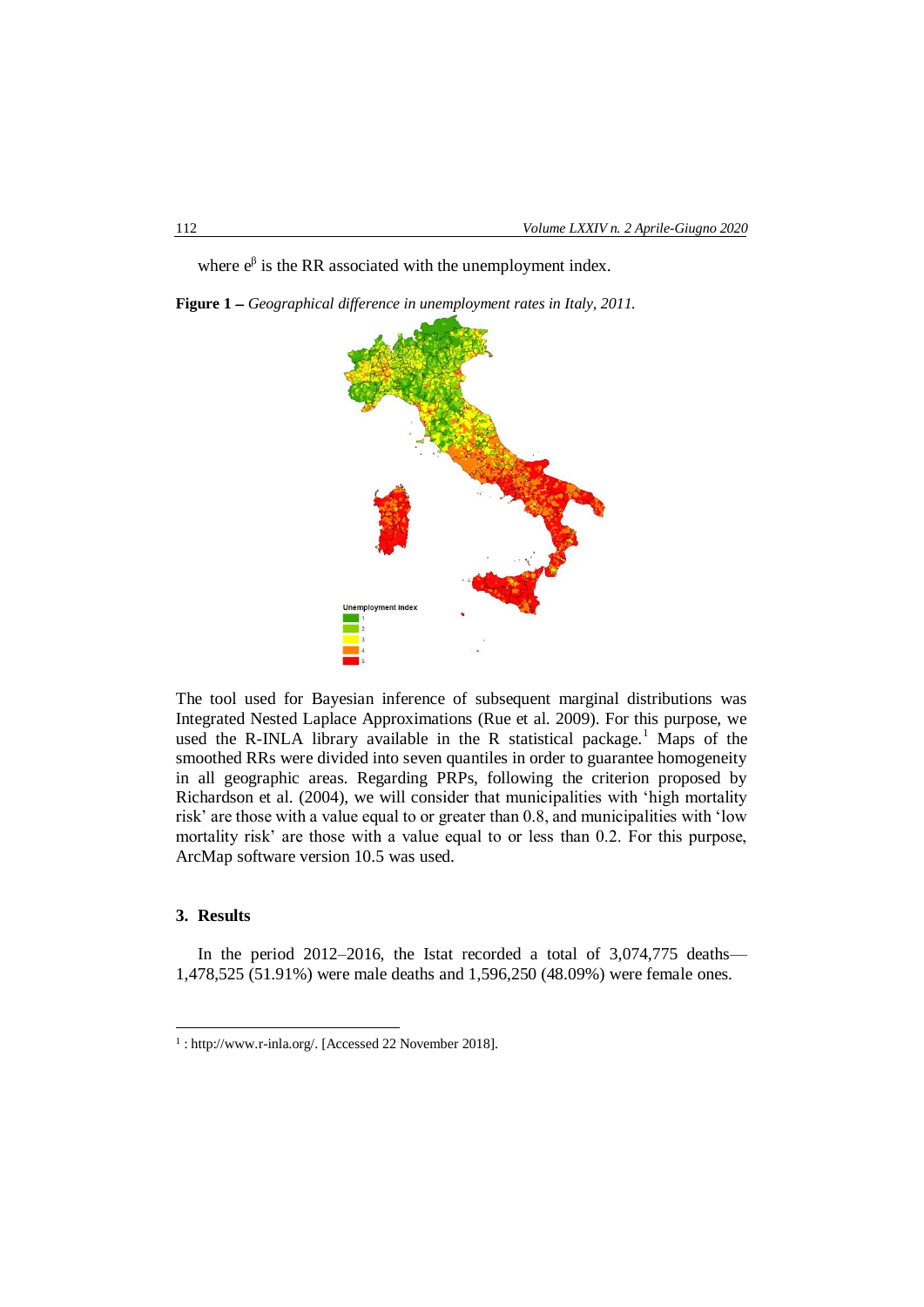where $e^{\beta}$ is the RR associated with the unemployment index.

**Figure 1 –** *Geographical difference in unemployment rates in Italy, 2011.*

The tool used for Bayesian inference of subsequent marginal distributions was Integrated Nested Laplace Approximations (Rue et al. 2009). For this purpose, we used the R-INLA library available in the R statistical package.[1] Maps of the smoothed RRs were divided into seven quantiles in order to guarantee homogeneity in all geographic areas. Regarding PRPs, following the criterion proposed by Richardson et al. (2004), we will consider that municipalities with 'high mortality risk' are those with a value equal to or greater than 0.8, and municipalities with 'low mortality risk' are those with a value equal to or less than 0.2. For this purpose, ArcMap software version 10.5 was used.

## 3. Results

In the period 2012–2016, the Istat recorded a total of 3,074,775 deaths—1,478,525 (51.91%) were male deaths and 1,596,250 (48.09%) were female ones.

[1] : http://www.r-inla.org/. [Accessed 22 November 2018].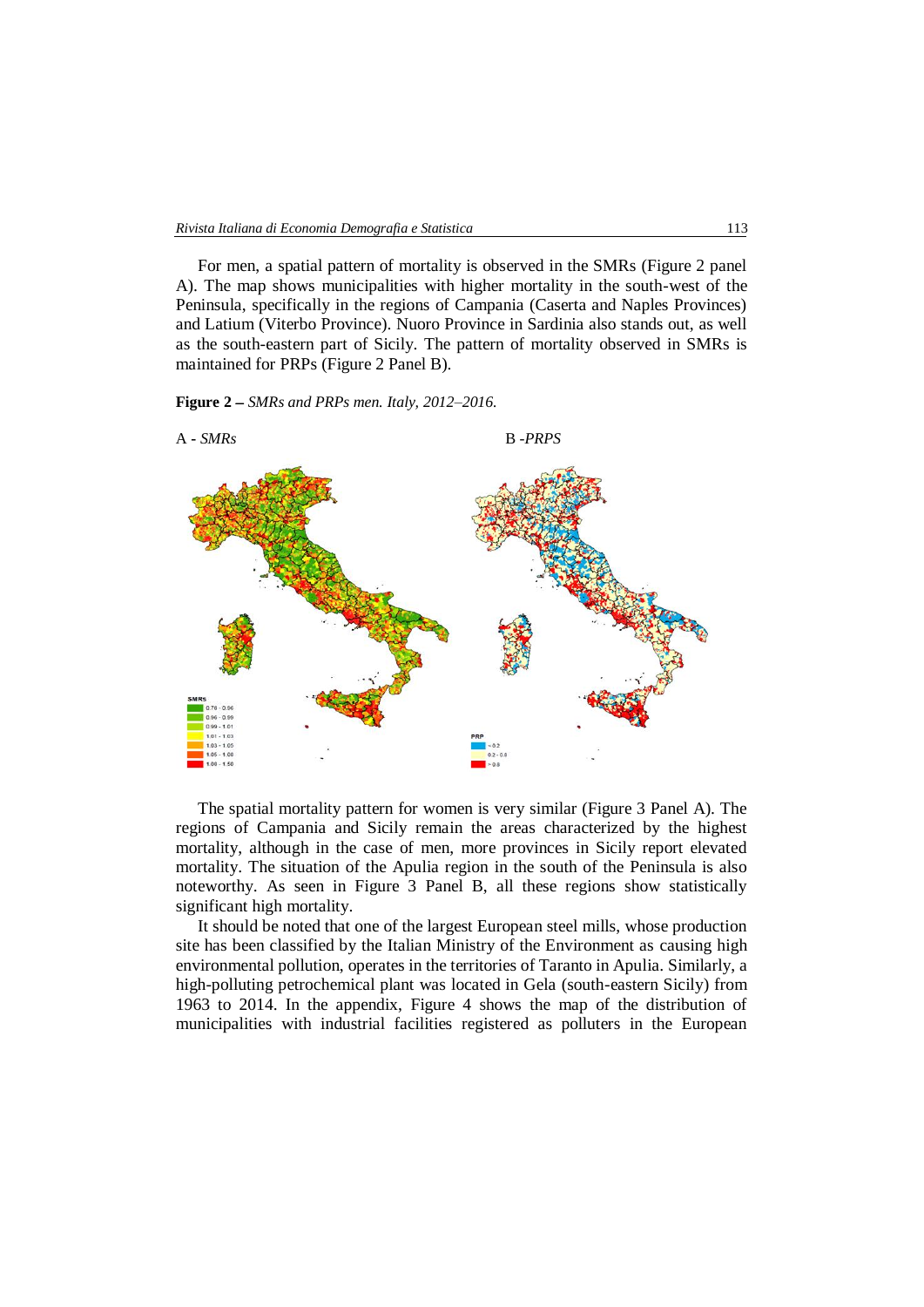For men, a spatial pattern of mortality is observed in the SMRs (Figure 2 panel A). The map shows municipalities with higher mortality in the south-west of the Peninsula, specifically in the regions of Campania (Caserta and Naples Provinces) and Latium (Viterbo Province). Nuoro Province in Sardinia also stands out, as well as the south-eastern part of Sicily. The pattern of mortality observed in SMRs is maintained for PRPs (Figure 2 Panel B).

**Figure 2 –** *SMRs and PRPs men. Italy, 2012–2016.*

A - *SMRs* B -*PRPS*

The spatial mortality pattern for women is very similar (Figure 3 Panel A). The regions of Campania and Sicily remain the areas characterized by the highest mortality, although in the case of men, more provinces in Sicily report elevated mortality. The situation of the Apulia region in the south of the Peninsula is also noteworthy. As seen in Figure 3 Panel B, all these regions show statistically significant high mortality.

It should be noted that one of the largest European steel mills, whose production site has been classified by the Italian Ministry of the Environment as causing high environmental pollution, operates in the territories of Taranto in Apulia. Similarly, a high-polluting petrochemical plant was located in Gela (south-eastern Sicily) from 1963 to 2014. In the appendix, Figure 4 shows the map of the distribution of municipalities with industrial facilities registered as polluters in the European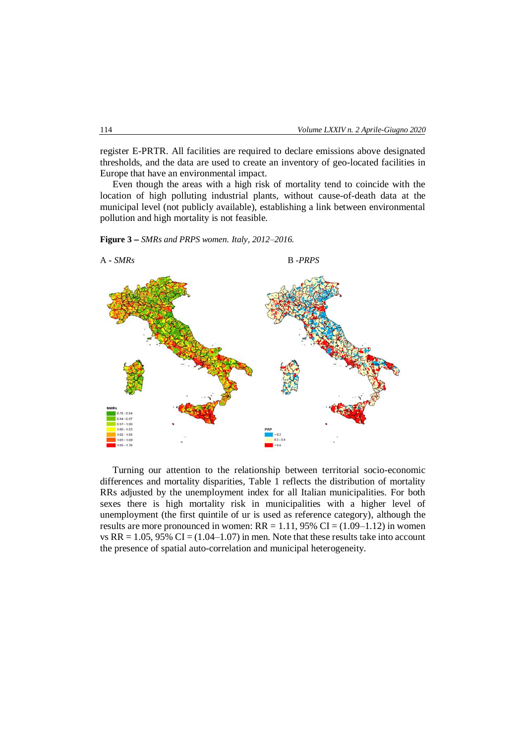register E-PRTR. All facilities are required to declare emissions above designated thresholds, and the data are used to create an inventory of geo-located facilities in Europe that have an environmental impact.

Even though the areas with a high risk of mortality tend to coincide with the location of high polluting industrial plants, without cause-of-death data at the municipal level (not publicly available), establishing a link between environmental pollution and high mortality is not feasible.

**Figure 3 –** *SMRs and PRPS women. Italy, 2012–2016.*

A - *SMRs* B -*PRPS*

Turning our attention to the relationship between territorial socio-economic differences and mortality disparities, Table 1 reflects the distribution of mortality RRs adjusted by the unemployment index for all Italian municipalities. For both sexes there is high mortality risk in municipalities with a higher level of unemployment (the first quintile of ur is used as reference category), although the results are more pronounced in women: RR = 1.11, 95% CI = (1.09–1.12) in women vs RR = 1.05, 95% CI = (1.04–1.07) in men. Note that these results take into account the presence of spatial auto-correlation and municipal heterogeneity.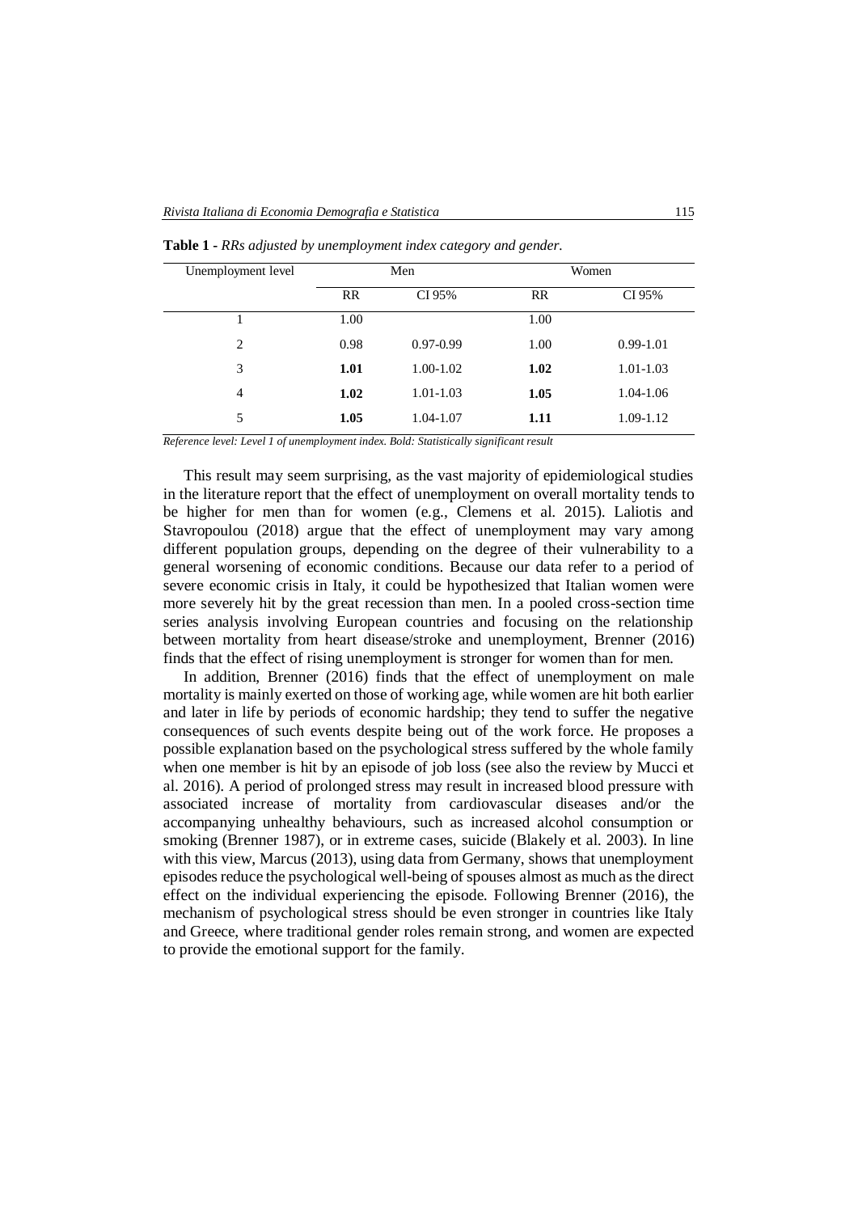**Table 1** - *RRs adjusted by unemployment index category and gender.*

| Unemployment level | Men | | Women | |
|---|---|---|---|---|
| | RR | CI 95% | RR | CI 95% |
| 1 | 1.00 | | 1.00 | |
| 2 | 0.98 | 0.97-0.99 | 1.00 | 0.99-1.01 |
| 3 | **1.01** | 1.00-1.02 | **1.02** | 1.01-1.03 |
| 4 | **1.02** | 1.01-1.03 | **1.05** | 1.04-1.06 |
| 5 | **1.05** | 1.04-1.07 | **1.11** | 1.09-1.12 |

*Reference level: Level 1 of unemployment index. Bold: Statistically significant result*

This result may seem surprising, as the vast majority of epidemiological studies in the literature report that the effect of unemployment on overall mortality tends to be higher for men than for women (e.g., Clemens et al. 2015). Laliotis and Stavropoulou (2018) argue that the effect of unemployment may vary among different population groups, depending on the degree of their vulnerability to a general worsening of economic conditions. Because our data refer to a period of severe economic crisis in Italy, it could be hypothesized that Italian women were more severely hit by the great recession than men. In a pooled cross-section time series analysis involving European countries and focusing on the relationship between mortality from heart disease/stroke and unemployment, Brenner (2016) finds that the effect of rising unemployment is stronger for women than for men.

In addition, Brenner (2016) finds that the effect of unemployment on male mortality is mainly exerted on those of working age, while women are hit both earlier and later in life by periods of economic hardship; they tend to suffer the negative consequences of such events despite being out of the work force. He proposes a possible explanation based on the psychological stress suffered by the whole family when one member is hit by an episode of job loss (see also the review by Mucci et al. 2016). A period of prolonged stress may result in increased blood pressure with associated increase of mortality from cardiovascular diseases and/or the accompanying unhealthy behaviours, such as increased alcohol consumption or smoking (Brenner 1987), or in extreme cases, suicide (Blakely et al. 2003). In line with this view, Marcus (2013), using data from Germany, shows that unemployment episodes reduce the psychological well-being of spouses almost as much as the direct effect on the individual experiencing the episode. Following Brenner (2016), the mechanism of psychological stress should be even stronger in countries like Italy and Greece, where traditional gender roles remain strong, and women are expected to provide the emotional support for the family.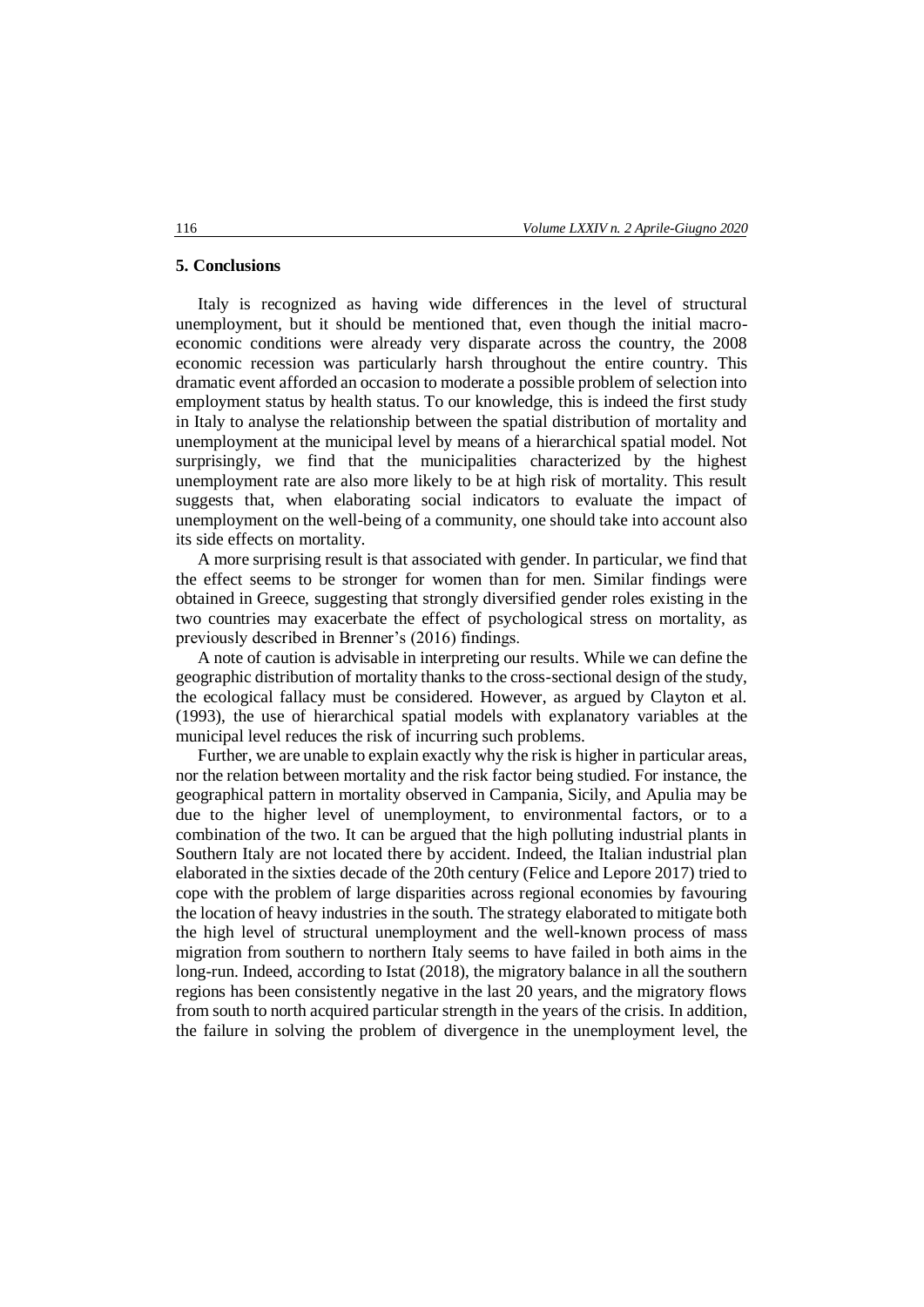## 5. Conclusions

Italy is recognized as having wide differences in the level of structural unemployment, but it should be mentioned that, even though the initial macro-economic conditions were already very disparate across the country, the 2008 economic recession was particularly harsh throughout the entire country. This dramatic event afforded an occasion to moderate a possible problem of selection into employment status by health status. To our knowledge, this is indeed the first study in Italy to analyse the relationship between the spatial distribution of mortality and unemployment at the municipal level by means of a hierarchical spatial model. Not surprisingly, we find that the municipalities characterized by the highest unemployment rate are also more likely to be at high risk of mortality. This result suggests that, when elaborating social indicators to evaluate the impact of unemployment on the well-being of a community, one should take into account also its side effects on mortality.

A more surprising result is that associated with gender. In particular, we find that the effect seems to be stronger for women than for men. Similar findings were obtained in Greece, suggesting that strongly diversified gender roles existing in the two countries may exacerbate the effect of psychological stress on mortality, as previously described in Brenner's (2016) findings.

A note of caution is advisable in interpreting our results. While we can define the geographic distribution of mortality thanks to the cross-sectional design of the study, the ecological fallacy must be considered. However, as argued by Clayton et al. (1993), the use of hierarchical spatial models with explanatory variables at the municipal level reduces the risk of incurring such problems.

Further, we are unable to explain exactly why the risk is higher in particular areas, nor the relation between mortality and the risk factor being studied. For instance, the geographical pattern in mortality observed in Campania, Sicily, and Apulia may be due to the higher level of unemployment, to environmental factors, or to a combination of the two. It can be argued that the high polluting industrial plants in Southern Italy are not located there by accident. Indeed, the Italian industrial plan elaborated in the sixties decade of the 20th century (Felice and Lepore 2017) tried to cope with the problem of large disparities across regional economies by favouring the location of heavy industries in the south. The strategy elaborated to mitigate both the high level of structural unemployment and the well-known process of mass migration from southern to northern Italy seems to have failed in both aims in the long-run. Indeed, according to Istat (2018), the migratory balance in all the southern regions has been consistently negative in the last 20 years, and the migratory flows from south to north acquired particular strength in the years of the crisis. In addition, the failure in solving the problem of divergence in the unemployment level, the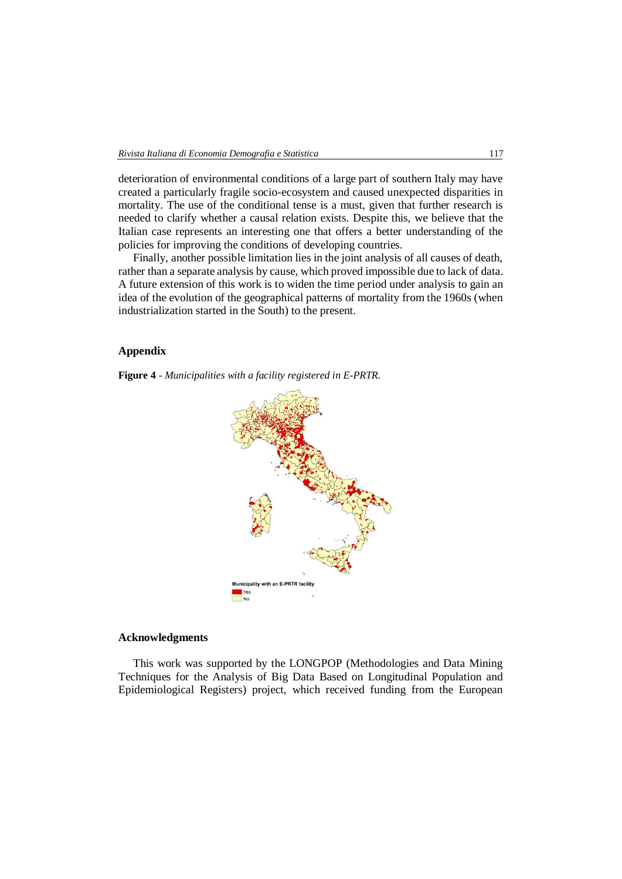deterioration of environmental conditions of a large part of southern Italy may have created a particularly fragile socio-ecosystem and caused unexpected disparities in mortality. The use of the conditional tense is a must, given that further research is needed to clarify whether a causal relation exists. Despite this, we believe that the Italian case represents an interesting one that offers a better understanding of the policies for improving the conditions of developing countries.

Finally, another possible limitation lies in the joint analysis of all causes of death, rather than a separate analysis by cause, which proved impossible due to lack of data. A future extension of this work is to widen the time period under analysis to gain an idea of the evolution of the geographical patterns of mortality from the 1960s (when industrialization started in the South) to the present.

## Appendix

**Figure 4** - *Municipalities with a facility registered in E-PRTR.*

## Acknowledgments

This work was supported by the LONGPOP (Methodologies and Data Mining Techniques for the Analysis of Big Data Based on Longitudinal Population and Epidemiological Registers) project, which received funding from the European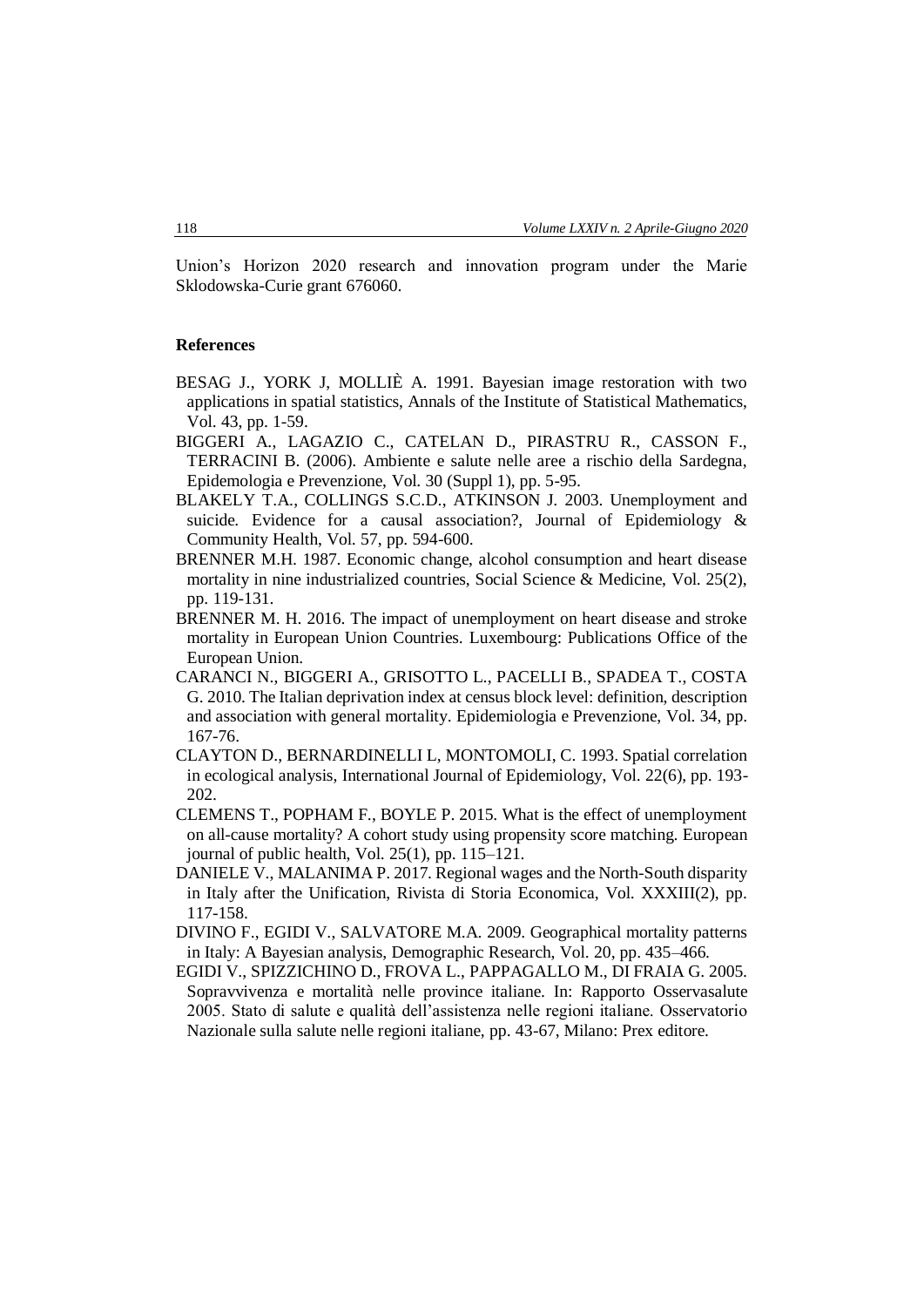Union's Horizon 2020 research and innovation program under the Marie Sklodowska-Curie grant 676060.

**References**

BESAG J., YORK J, MOLLIÈ A. 1991. Bayesian image restoration with two applications in spatial statistics, Annals of the Institute of Statistical Mathematics, Vol. 43, pp. 1-59.

BIGGERI A., LAGAZIO C., CATELAN D., PIRASTRU R., CASSON F., TERRACINI B. (2006). Ambiente e salute nelle aree a rischio della Sardegna, Epidemologia e Prevenzione, Vol. 30 (Suppl 1), pp. 5-95.

BLAKELY T.A., COLLINGS S.C.D., ATKINSON J. 2003. Unemployment and suicide. Evidence for a causal association?, Journal of Epidemiology & Community Health, Vol. 57, pp. 594-600.

BRENNER M.H. 1987. Economic change, alcohol consumption and heart disease mortality in nine industrialized countries, Social Science & Medicine, Vol. 25(2), pp. 119-131.

BRENNER M. H. 2016. The impact of unemployment on heart disease and stroke mortality in European Union Countries. Luxembourg: Publications Office of the European Union.

CARANCI N., BIGGERI A., GRISOTTO L., PACELLI B., SPADEA T., COSTA G. 2010. The Italian deprivation index at census block level: definition, description and association with general mortality. Epidemiologia e Prevenzione, Vol. 34, pp. 167-76.

CLAYTON D., BERNARDINELLI L, MONTOMOLI, C. 1993. Spatial correlation in ecological analysis, International Journal of Epidemiology, Vol. 22(6), pp. 193-202.

CLEMENS T., POPHAM F., BOYLE P. 2015. What is the effect of unemployment on all-cause mortality? A cohort study using propensity score matching. European journal of public health, Vol. 25(1), pp. 115–121.

DANIELE V., MALANIMA P. 2017. Regional wages and the North-South disparity in Italy after the Unification, Rivista di Storia Economica, Vol. XXXIII(2), pp. 117-158.

DIVINO F., EGIDI V., SALVATORE M.A. 2009. Geographical mortality patterns in Italy: A Bayesian analysis, Demographic Research, Vol. 20, pp. 435–466.

EGIDI V., SPIZZICHINO D., FROVA L., PAPPAGALLO M., DI FRAIA G. 2005. Sopravvivenza e mortalità nelle province italiane. In: Rapporto Osservasalute 2005. Stato di salute e qualità dell'assistenza nelle regioni italiane. Osservatorio Nazionale sulla salute nelle regioni italiane, pp. 43-67, Milano: Prex editore.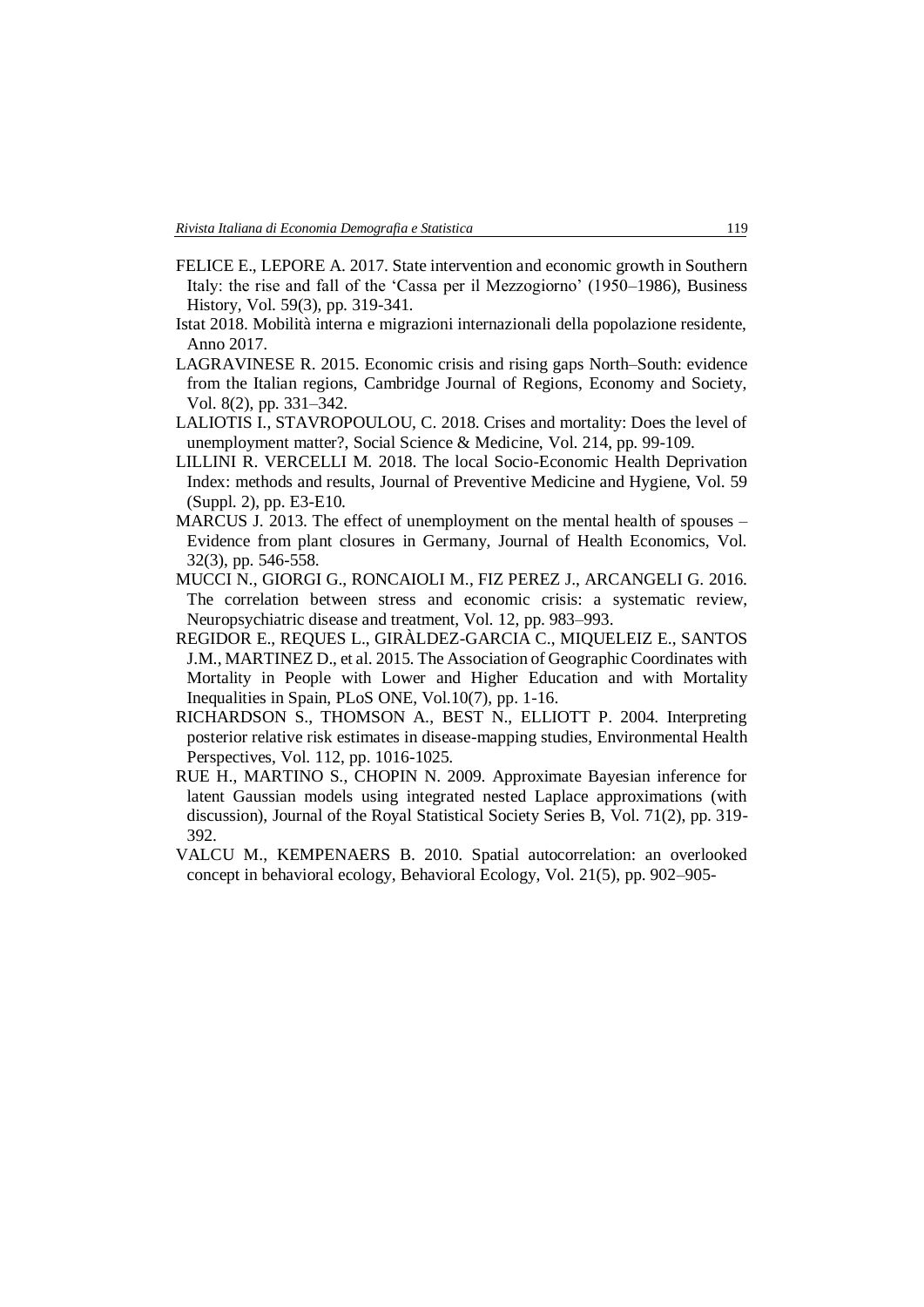FELICE E., LEPORE A. 2017. State intervention and economic growth in Southern Italy: the rise and fall of the 'Cassa per il Mezzogiorno' (1950–1986), Business History, Vol. 59(3), pp. 319-341.

Istat 2018. Mobilità interna e migrazioni internazionali della popolazione residente, Anno 2017.

LAGRAVINESE R. 2015. Economic crisis and rising gaps North–South: evidence from the Italian regions, Cambridge Journal of Regions, Economy and Society, Vol. 8(2), pp. 331–342.

LALIOTIS I., STAVROPOULOU, C. 2018. Crises and mortality: Does the level of unemployment matter?, Social Science & Medicine, Vol. 214, pp. 99-109.

LILLINI R. VERCELLI M. 2018. The local Socio-Economic Health Deprivation Index: methods and results, Journal of Preventive Medicine and Hygiene, Vol. 59 (Suppl. 2), pp. E3-E10.

MARCUS J. 2013. The effect of unemployment on the mental health of spouses – Evidence from plant closures in Germany, Journal of Health Economics, Vol. 32(3), pp. 546-558.

MUCCI N., GIORGI G., RONCAIOLI M., FIZ PEREZ J., ARCANGELI G. 2016. The correlation between stress and economic crisis: a systematic review, Neuropsychiatric disease and treatment, Vol. 12, pp. 983–993.

REGIDOR E., REQUES L., GIRÀLDEZ-GARCIA C., MIQUELEIZ E., SANTOS J.M., MARTINEZ D., et al. 2015. The Association of Geographic Coordinates with Mortality in People with Lower and Higher Education and with Mortality Inequalities in Spain, PLoS ONE, Vol.10(7), pp. 1-16.

RICHARDSON S., THOMSON A., BEST N., ELLIOTT P. 2004. Interpreting posterior relative risk estimates in disease-mapping studies, Environmental Health Perspectives, Vol. 112, pp. 1016-1025.

RUE H., MARTINO S., CHOPIN N. 2009. Approximate Bayesian inference for latent Gaussian models using integrated nested Laplace approximations (with discussion), Journal of the Royal Statistical Society Series B, Vol. 71(2), pp. 319-392.

VALCU M., KEMPENAERS B. 2010. Spatial autocorrelation: an overlooked concept in behavioral ecology, Behavioral Ecology, Vol. 21(5), pp. 902–905-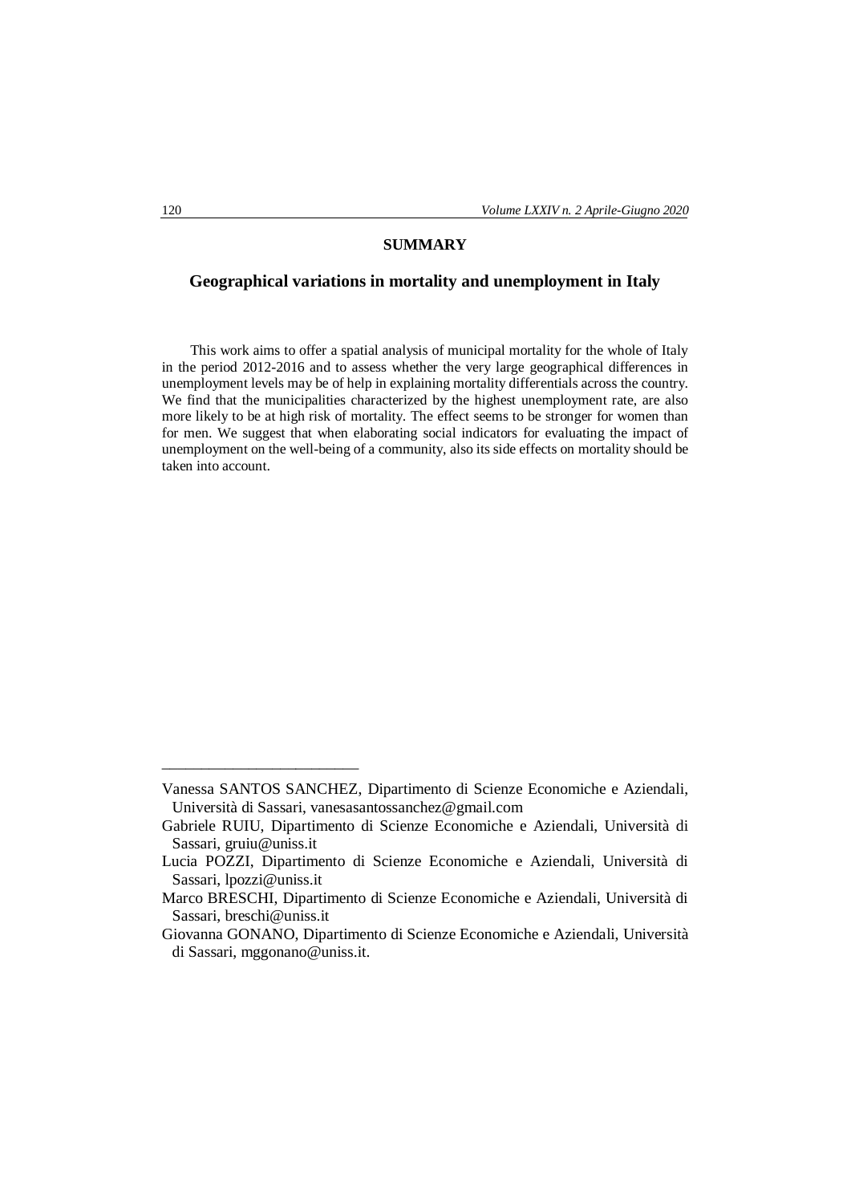## SUMMARY

### Geographical variations in mortality and unemployment in Italy

This work aims to offer a spatial analysis of municipal mortality for the whole of Italy in the period 2012-2016 and to assess whether the very large geographical differences in unemployment levels may be of help in explaining mortality differentials across the country. We find that the municipalities characterized by the highest unemployment rate, are also more likely to be at high risk of mortality. The effect seems to be stronger for women than for men. We suggest that when elaborating social indicators for evaluating the impact of unemployment on the well-being of a community, also its side effects on mortality should be taken into account.

---

Vanessa SANTOS SANCHEZ, Dipartimento di Scienze Economiche e Aziendali, Università di Sassari, vanesasantossanchez@gmail.com

Gabriele RUIU, Dipartimento di Scienze Economiche e Aziendali, Università di Sassari, gruiu@uniss.it

Lucia POZZI, Dipartimento di Scienze Economiche e Aziendali, Università di Sassari, lpozzi@uniss.it

Marco BRESCHI, Dipartimento di Scienze Economiche e Aziendali, Università di Sassari, breschi@uniss.it

Giovanna GONANO, Dipartimento di Scienze Economiche e Aziendali, Università di Sassari, mggonano@uniss.it.